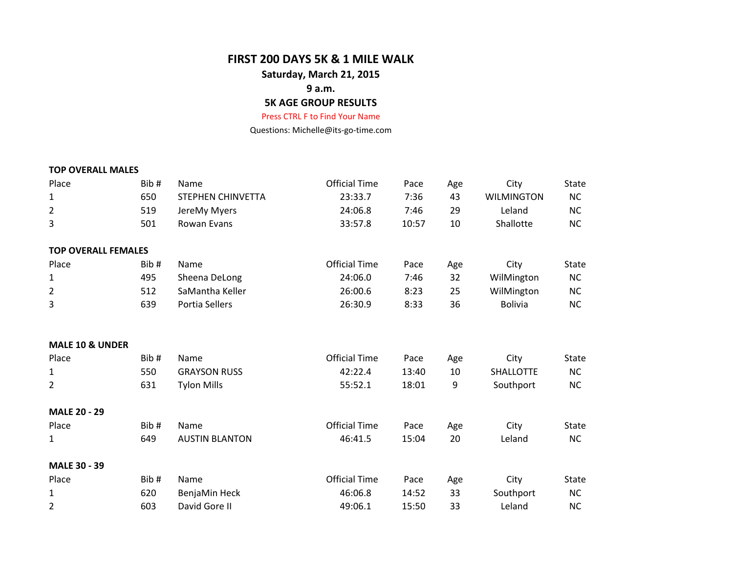# FIRST 200 DAYS 5K & 1 MILE WALK

**Saturday, March 21, 2015**

**9 a.m.**

**5K AGE GROUP RESULTS**

Press CTRL F to Find Your Name

Questions: Michelle@its-go-time.com

**TOP OVERALL MALES**

| Place | Bib # | Name | Official Time | Pace | Age | City | State |
|---|---|---|---|---|---|---|---|
| 1 | 650 | STEPHEN CHINVETTA | 23:33.7 | 7:36 | 43 | WILMINGTON | NC |
| 2 | 519 | JereMy Myers | 24:06.8 | 7:46 | 29 | Leland | NC |
| 3 | 501 | Rowan Evans | 33:57.8 | 10:57 | 10 | Shallotte | NC |

**TOP OVERALL FEMALES**

| Place | Bib # | Name | Official Time | Pace | Age | City | State |
|---|---|---|---|---|---|---|---|
| 1 | 495 | Sheena DeLong | 24:06.0 | 7:46 | 32 | WilMington | NC |
| 2 | 512 | SaMantha Keller | 26:00.6 | 8:23 | 25 | WilMington | NC |
| 3 | 639 | Portia Sellers | 26:30.9 | 8:33 | 36 | Bolivia | NC |

**MALE 10 & UNDER**

| Place | Bib # | Name | Official Time | Pace | Age | City | State |
|---|---|---|---|---|---|---|---|
| 1 | 550 | GRAYSON RUSS | 42:22.4 | 13:40 | 10 | SHALLOTTE | NC |
| 2 | 631 | Tylon Mills | 55:52.1 | 18:01 | 9 | Southport | NC |

**MALE 20 - 29**

| Place | Bib # | Name | Official Time | Pace | Age | City | State |
|---|---|---|---|---|---|---|---|
| 1 | 649 | AUSTIN BLANTON | 46:41.5 | 15:04 | 20 | Leland | NC |

**MALE 30 - 39**

| Place | Bib # | Name | Official Time | Pace | Age | City | State |
|---|---|---|---|---|---|---|---|
| 1 | 620 | BenjaMin Heck | 46:06.8 | 14:52 | 33 | Southport | NC |
| 2 | 603 | David Gore II | 49:06.1 | 15:50 | 33 | Leland | NC |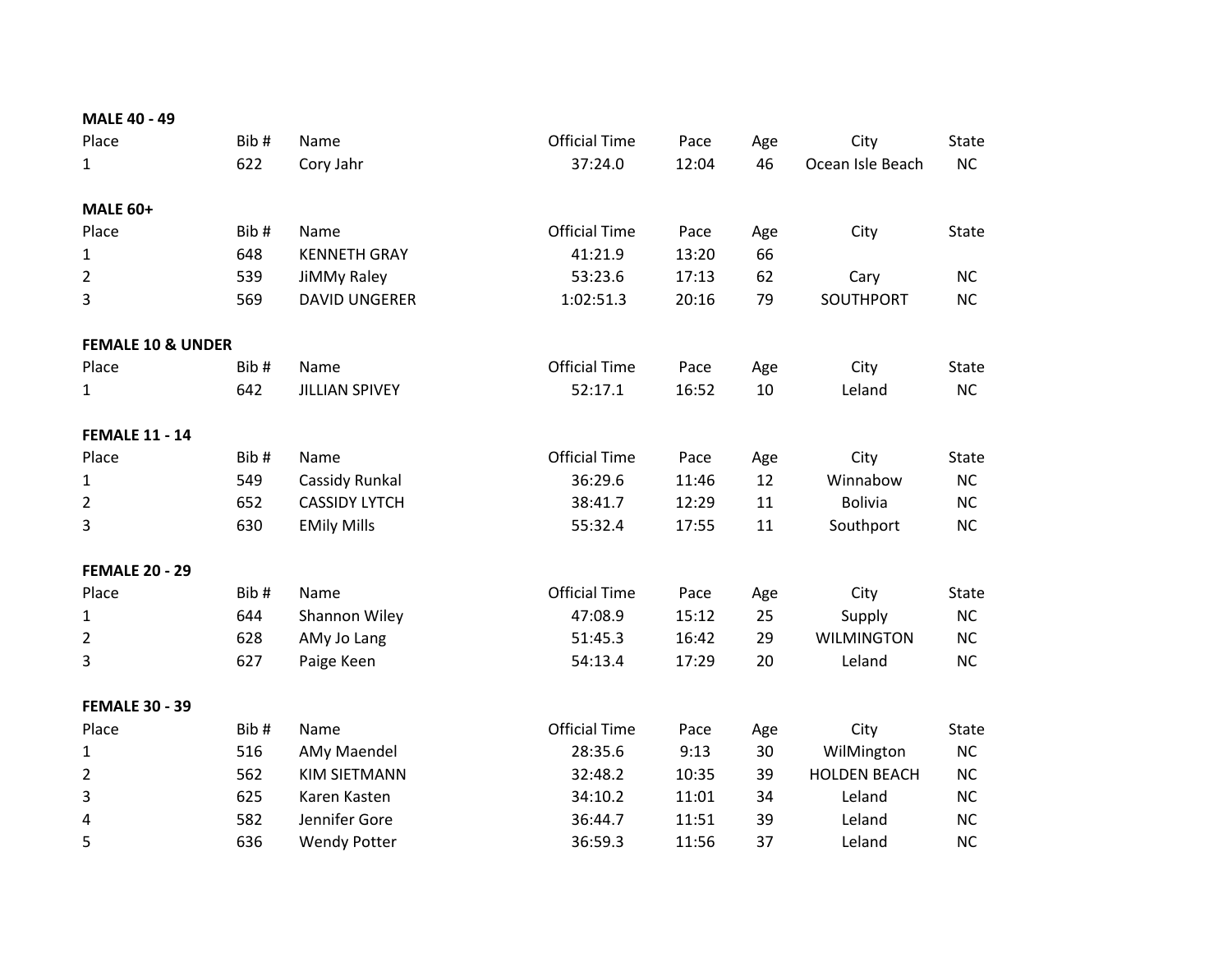**MALE 40 - 49**

| Place | Bib # | Name | Official Time | Pace | Age | City | State |
|---|---|---|---|---|---|---|---|
| 1 | 622 | Cory Jahr | 37:24.0 | 12:04 | 46 | Ocean Isle Beach | NC |

**MALE 60+**

| Place | Bib # | Name | Official Time | Pace | Age | City | State |
|---|---|---|---|---|---|---|---|
| 1 | 648 | KENNETH GRAY | 41:21.9 | 13:20 | 66 | | |
| 2 | 539 | JiMMy Raley | 53:23.6 | 17:13 | 62 | Cary | NC |
| 3 | 569 | DAVID UNGERER | 1:02:51.3 | 20:16 | 79 | SOUTHPORT | NC |

**FEMALE 10 & UNDER**

| Place | Bib # | Name | Official Time | Pace | Age | City | State |
|---|---|---|---|---|---|---|---|
| 1 | 642 | JILLIAN SPIVEY | 52:17.1 | 16:52 | 10 | Leland | NC |

**FEMALE 11 - 14**

| Place | Bib # | Name | Official Time | Pace | Age | City | State |
|---|---|---|---|---|---|---|---|
| 1 | 549 | Cassidy Runkal | 36:29.6 | 11:46 | 12 | Winnabow | NC |
| 2 | 652 | CASSIDY LYTCH | 38:41.7 | 12:29 | 11 | Bolivia | NC |
| 3 | 630 | EMily Mills | 55:32.4 | 17:55 | 11 | Southport | NC |

**FEMALE 20 - 29**

| Place | Bib # | Name | Official Time | Pace | Age | City | State |
|---|---|---|---|---|---|---|---|
| 1 | 644 | Shannon Wiley | 47:08.9 | 15:12 | 25 | Supply | NC |
| 2 | 628 | AMy Jo Lang | 51:45.3 | 16:42 | 29 | WILMINGTON | NC |
| 3 | 627 | Paige Keen | 54:13.4 | 17:29 | 20 | Leland | NC |

**FEMALE 30 - 39**

| Place | Bib # | Name | Official Time | Pace | Age | City | State |
|---|---|---|---|---|---|---|---|
| 1 | 516 | AMy Maendel | 28:35.6 | 9:13 | 30 | WilMington | NC |
| 2 | 562 | KIM SIETMANN | 32:48.2 | 10:35 | 39 | HOLDEN BEACH | NC |
| 3 | 625 | Karen Kasten | 34:10.2 | 11:01 | 34 | Leland | NC |
| 4 | 582 | Jennifer Gore | 36:44.7 | 11:51 | 39 | Leland | NC |
| 5 | 636 | Wendy Potter | 36:59.3 | 11:56 | 37 | Leland | NC |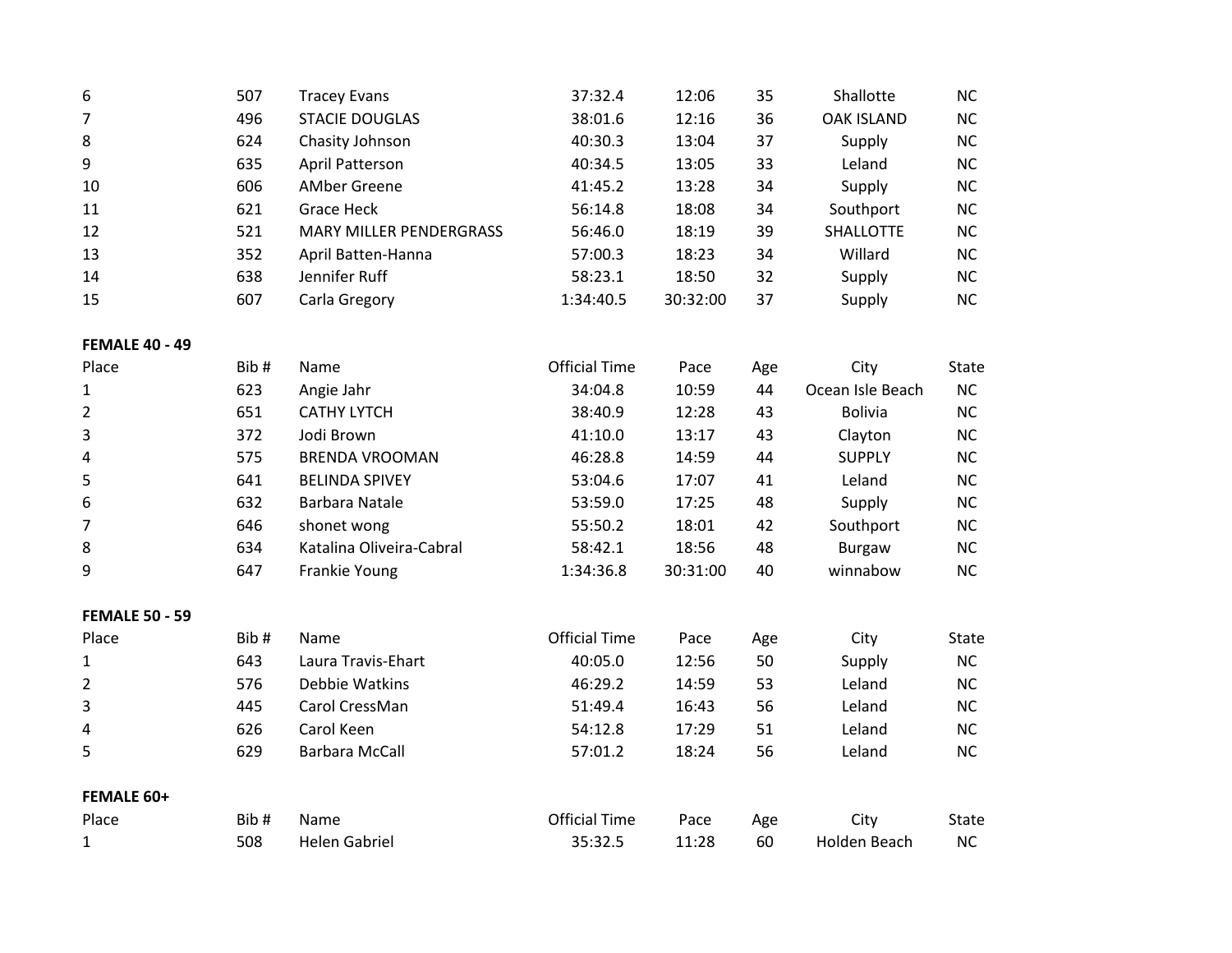| | | | | | | | |
|---|---|---|---|---|---|---|---|
| 6 | 507 | Tracey Evans | 37:32.4 | 12:06 | 35 | Shallotte | NC |
| 7 | 496 | STACIE DOUGLAS | 38:01.6 | 12:16 | 36 | OAK ISLAND | NC |
| 8 | 624 | Chasity Johnson | 40:30.3 | 13:04 | 37 | Supply | NC |
| 9 | 635 | April Patterson | 40:34.5 | 13:05 | 33 | Leland | NC |
| 10 | 606 | AMber Greene | 41:45.2 | 13:28 | 34 | Supply | NC |
| 11 | 621 | Grace Heck | 56:14.8 | 18:08 | 34 | Southport | NC |
| 12 | 521 | MARY MILLER PENDERGRASS | 56:46.0 | 18:19 | 39 | SHALLOTTE | NC |
| 13 | 352 | April Batten-Hanna | 57:00.3 | 18:23 | 34 | Willard | NC |
| 14 | 638 | Jennifer Ruff | 58:23.1 | 18:50 | 32 | Supply | NC |
| 15 | 607 | Carla Gregory | 1:34:40.5 | 30:32:00 | 37 | Supply | NC |

**FEMALE 40 - 49**

| Place | Bib # | Name | Official Time | Pace | Age | City | State |
|---|---|---|---|---|---|---|---|
| 1 | 623 | Angie Jahr | 34:04.8 | 10:59 | 44 | Ocean Isle Beach | NC |
| 2 | 651 | CATHY LYTCH | 38:40.9 | 12:28 | 43 | Bolivia | NC |
| 3 | 372 | Jodi Brown | 41:10.0 | 13:17 | 43 | Clayton | NC |
| 4 | 575 | BRENDA VROOMAN | 46:28.8 | 14:59 | 44 | SUPPLY | NC |
| 5 | 641 | BELINDA SPIVEY | 53:04.6 | 17:07 | 41 | Leland | NC |
| 6 | 632 | Barbara Natale | 53:59.0 | 17:25 | 48 | Supply | NC |
| 7 | 646 | shonet wong | 55:50.2 | 18:01 | 42 | Southport | NC |
| 8 | 634 | Katalina Oliveira-Cabral | 58:42.1 | 18:56 | 48 | Burgaw | NC |
| 9 | 647 | Frankie Young | 1:34:36.8 | 30:31:00 | 40 | winnabow | NC |

**FEMALE 50 - 59**

| Place | Bib # | Name | Official Time | Pace | Age | City | State |
|---|---|---|---|---|---|---|---|
| 1 | 643 | Laura Travis-Ehart | 40:05.0 | 12:56 | 50 | Supply | NC |
| 2 | 576 | Debbie Watkins | 46:29.2 | 14:59 | 53 | Leland | NC |
| 3 | 445 | Carol CressMan | 51:49.4 | 16:43 | 56 | Leland | NC |
| 4 | 626 | Carol Keen | 54:12.8 | 17:29 | 51 | Leland | NC |
| 5 | 629 | Barbara McCall | 57:01.2 | 18:24 | 56 | Leland | NC |

**FEMALE 60+**

| Place | Bib # | Name | Official Time | Pace | Age | City | State |
|---|---|---|---|---|---|---|---|
| 1 | 508 | Helen Gabriel | 35:32.5 | 11:28 | 60 | Holden Beach | NC |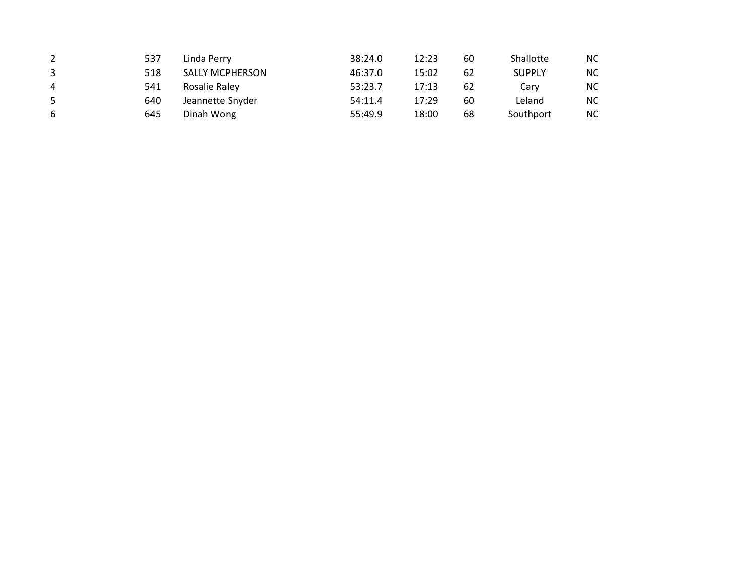| | | | | | | | |
|---|---|---|---|---|---|---|---|
| 2 | 537 | Linda Perry | 38:24.0 | 12:23 | 60 | Shallotte | NC |
| 3 | 518 | SALLY MCPHERSON | 46:37.0 | 15:02 | 62 | SUPPLY | NC |
| 4 | 541 | Rosalie Raley | 53:23.7 | 17:13 | 62 | Cary | NC |
| 5 | 640 | Jeannette Snyder | 54:11.4 | 17:29 | 60 | Leland | NC |
| 6 | 645 | Dinah Wong | 55:49.9 | 18:00 | 68 | Southport | NC |